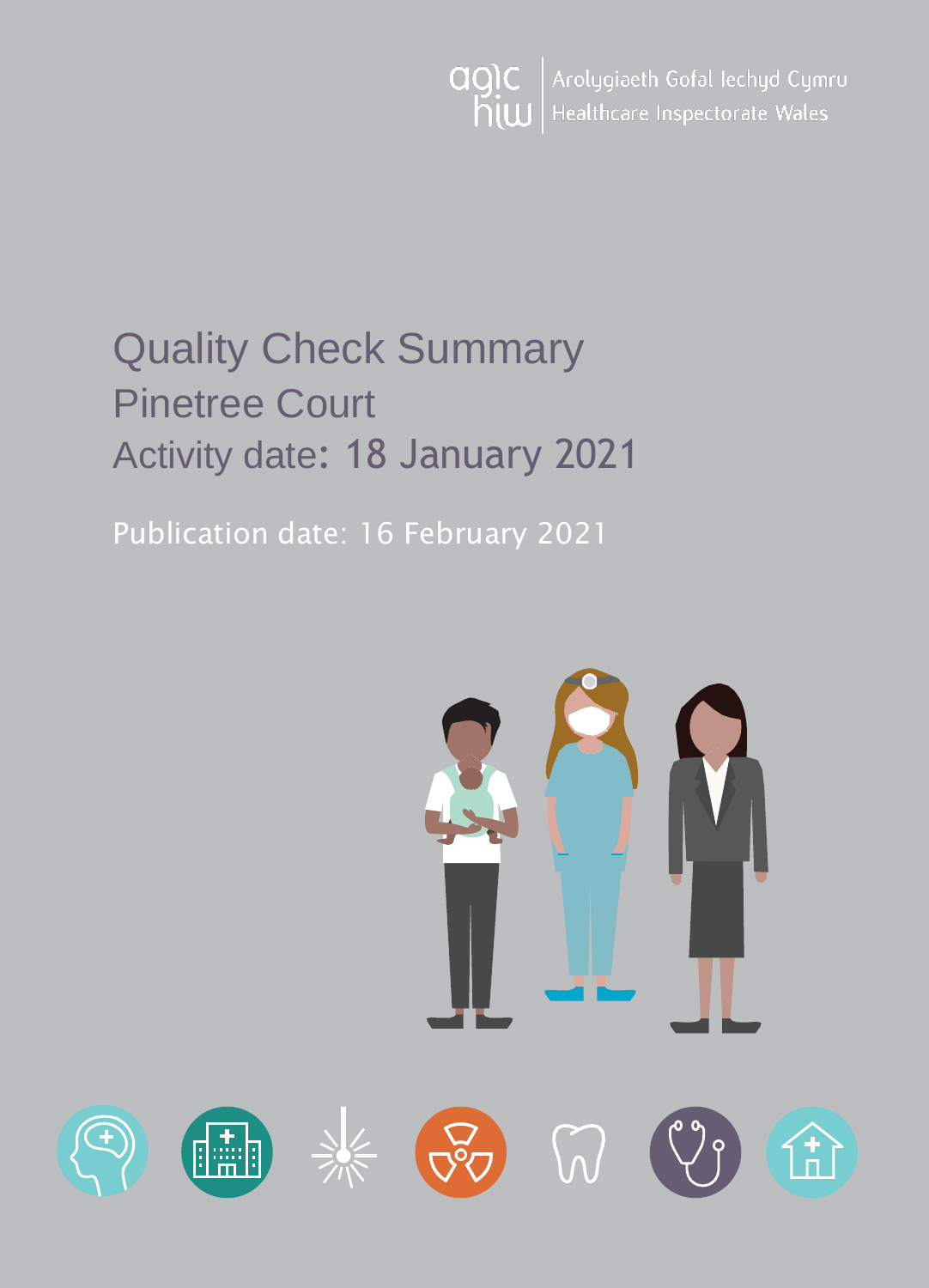Arolygiaeth Gofal Iechyd Cymru
Healthcare Inspectorate Wales

# Quality Check Summary

## Pinetree Court

## Activity date: 18 January 2021

Publication date: 16 February 2021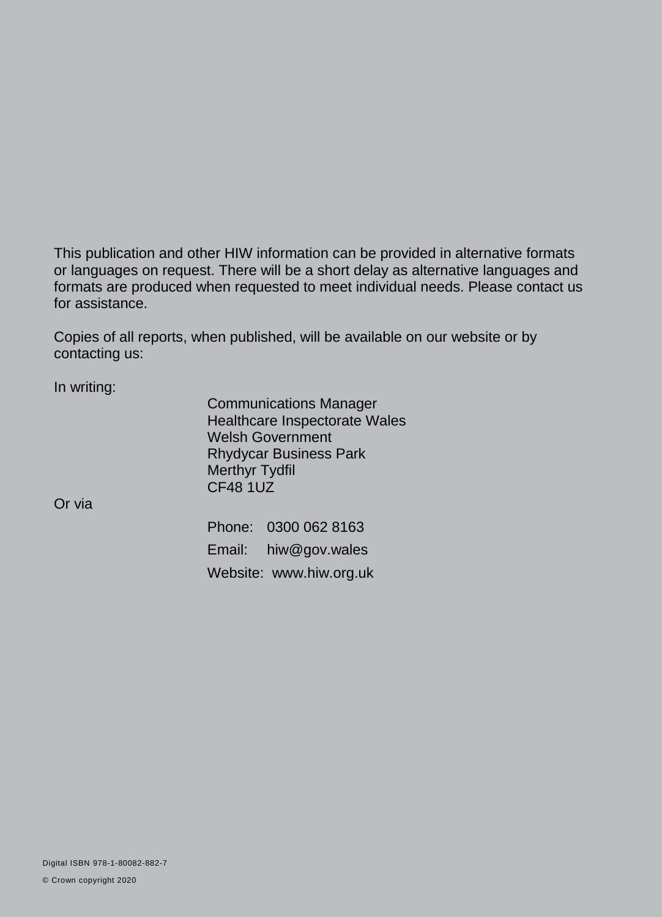This publication and other HIW information can be provided in alternative formats or languages on request. There will be a short delay as alternative languages and formats are produced when requested to meet individual needs. Please contact us for assistance.

Copies of all reports, when published, will be available on our website or by contacting us:

In writing:

Communications Manager
Healthcare Inspectorate Wales
Welsh Government
Rhydycar Business Park
Merthyr Tydfil
CF48 1UZ

Or via

Phone: 0300 062 8163

Email: hiw@gov.wales

Website: www.hiw.org.uk

Digital ISBN 978-1-80082-882-7

© Crown copyright 2020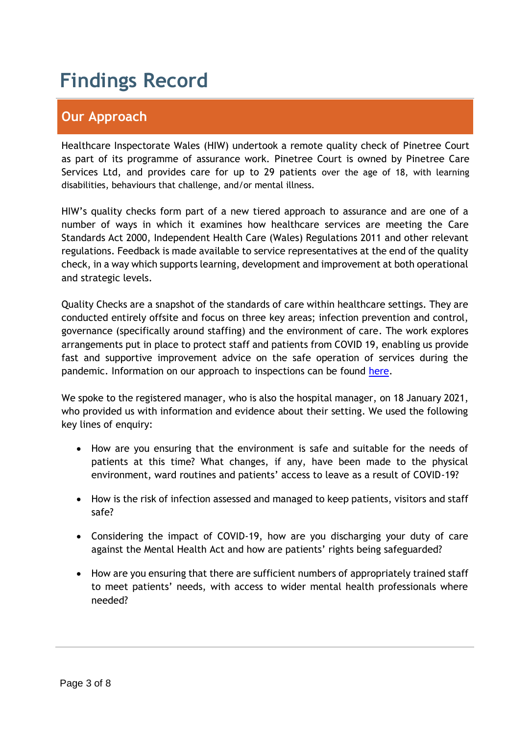# Findings Record

## Our Approach

Healthcare Inspectorate Wales (HIW) undertook a remote quality check of Pinetree Court as part of its programme of assurance work. Pinetree Court is owned by Pinetree Care Services Ltd, and provides care for up to 29 patients over the age of 18, with learning disabilities, behaviours that challenge, and/or mental illness.

HIW's quality checks form part of a new tiered approach to assurance and are one of a number of ways in which it examines how healthcare services are meeting the Care Standards Act 2000, Independent Health Care (Wales) Regulations 2011 and other relevant regulations. Feedback is made available to service representatives at the end of the quality check, in a way which supports learning, development and improvement at both operational and strategic levels.

Quality Checks are a snapshot of the standards of care within healthcare settings. They are conducted entirely offsite and focus on three key areas; infection prevention and control, governance (specifically around staffing) and the environment of care. The work explores arrangements put in place to protect staff and patients from COVID 19, enabling us provide fast and supportive improvement advice on the safe operation of services during the pandemic. Information on our approach to inspections can be found [here](#).

We spoke to the registered manager, who is also the hospital manager, on 18 January 2021, who provided us with information and evidence about their setting. We used the following key lines of enquiry:

- How are you ensuring that the environment is safe and suitable for the needs of patients at this time? What changes, if any, have been made to the physical environment, ward routines and patients' access to leave as a result of COVID-19?
- How is the risk of infection assessed and managed to keep patients, visitors and staff safe?
- Considering the impact of COVID-19, how are you discharging your duty of care against the Mental Health Act and how are patients' rights being safeguarded?
- How are you ensuring that there are sufficient numbers of appropriately trained staff to meet patients' needs, with access to wider mental health professionals where needed?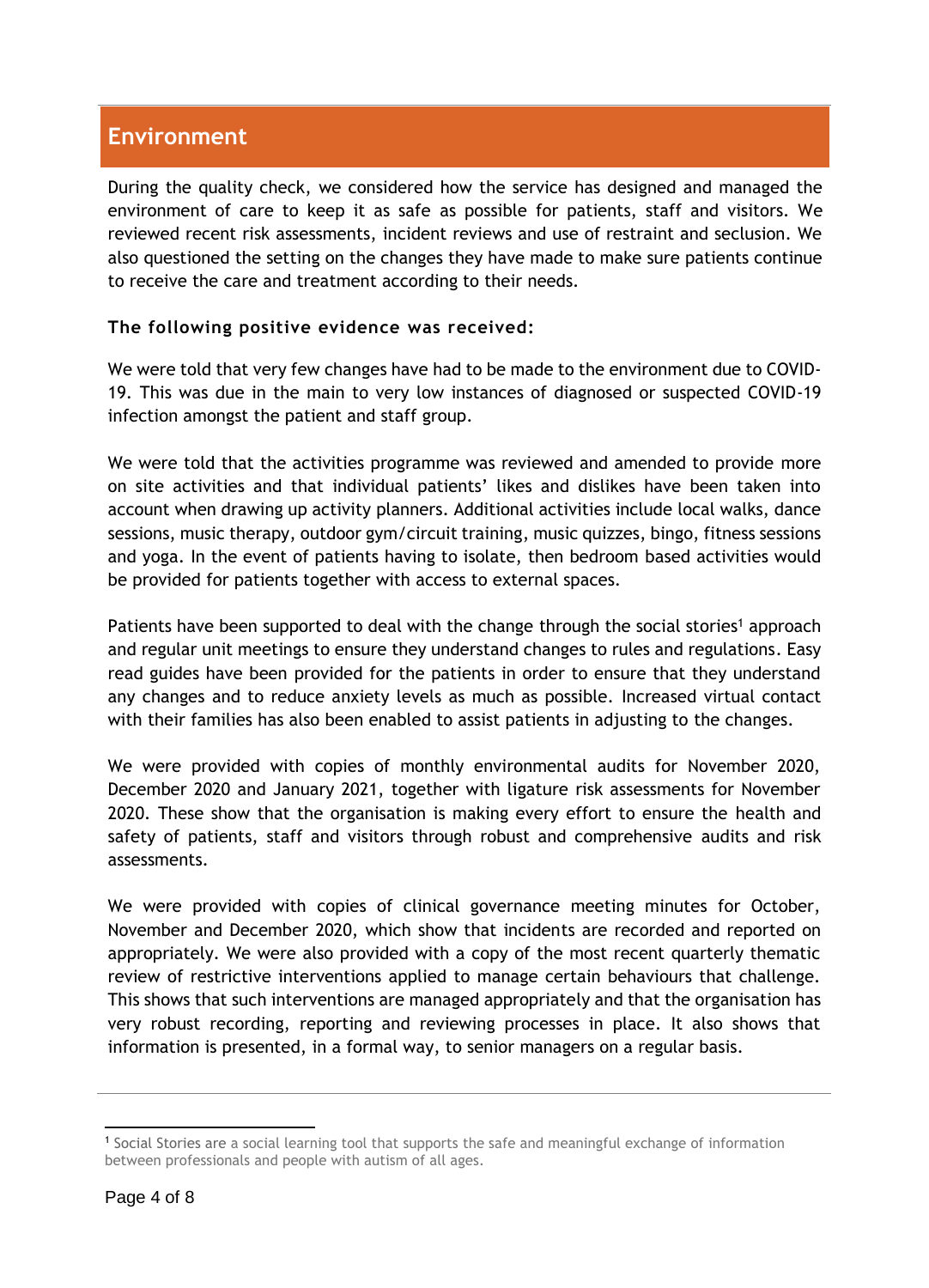## Environment

During the quality check, we considered how the service has designed and managed the environment of care to keep it as safe as possible for patients, staff and visitors. We reviewed recent risk assessments, incident reviews and use of restraint and seclusion. We also questioned the setting on the changes they have made to make sure patients continue to receive the care and treatment according to their needs.

**The following positive evidence was received:**

We were told that very few changes have had to be made to the environment due to COVID-19. This was due in the main to very low instances of diagnosed or suspected COVID-19 infection amongst the patient and staff group.

We were told that the activities programme was reviewed and amended to provide more on site activities and that individual patients' likes and dislikes have been taken into account when drawing up activity planners. Additional activities include local walks, dance sessions, music therapy, outdoor gym/circuit training, music quizzes, bingo, fitness sessions and yoga. In the event of patients having to isolate, then bedroom based activities would be provided for patients together with access to external spaces.

Patients have been supported to deal with the change through the social stories[1] approach and regular unit meetings to ensure they understand changes to rules and regulations. Easy read guides have been provided for the patients in order to ensure that they understand any changes and to reduce anxiety levels as much as possible. Increased virtual contact with their families has also been enabled to assist patients in adjusting to the changes.

We were provided with copies of monthly environmental audits for November 2020, December 2020 and January 2021, together with ligature risk assessments for November 2020. These show that the organisation is making every effort to ensure the health and safety of patients, staff and visitors through robust and comprehensive audits and risk assessments.

We were provided with copies of clinical governance meeting minutes for October, November and December 2020, which show that incidents are recorded and reported on appropriately. We were also provided with a copy of the most recent quarterly thematic review of restrictive interventions applied to manage certain behaviours that challenge. This shows that such interventions are managed appropriately and that the organisation has very robust recording, reporting and reviewing processes in place. It also shows that information is presented, in a formal way, to senior managers on a regular basis.

---

[1] Social Stories are a social learning tool that supports the safe and meaningful exchange of information between professionals and people with autism of all ages.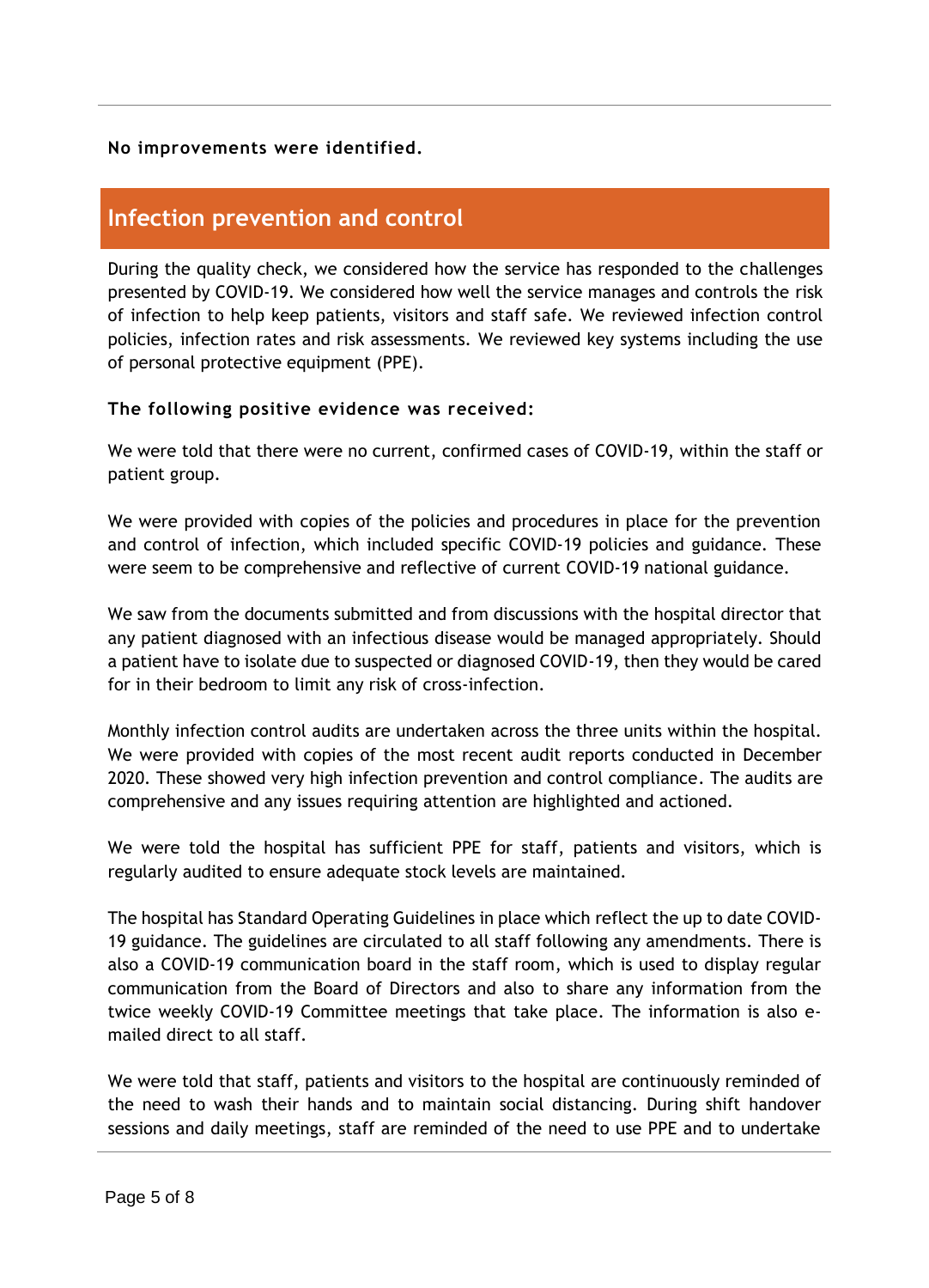**No improvements were identified.**

## Infection prevention and control

During the quality check, we considered how the service has responded to the challenges presented by COVID-19. We considered how well the service manages and controls the risk of infection to help keep patients, visitors and staff safe. We reviewed infection control policies, infection rates and risk assessments. We reviewed key systems including the use of personal protective equipment (PPE).

**The following positive evidence was received:**

We were told that there were no current, confirmed cases of COVID-19, within the staff or patient group.

We were provided with copies of the policies and procedures in place for the prevention and control of infection, which included specific COVID-19 policies and guidance. These were seem to be comprehensive and reflective of current COVID-19 national guidance.

We saw from the documents submitted and from discussions with the hospital director that any patient diagnosed with an infectious disease would be managed appropriately. Should a patient have to isolate due to suspected or diagnosed COVID-19, then they would be cared for in their bedroom to limit any risk of cross-infection.

Monthly infection control audits are undertaken across the three units within the hospital. We were provided with copies of the most recent audit reports conducted in December 2020. These showed very high infection prevention and control compliance. The audits are comprehensive and any issues requiring attention are highlighted and actioned.

We were told the hospital has sufficient PPE for staff, patients and visitors, which is regularly audited to ensure adequate stock levels are maintained.

The hospital has Standard Operating Guidelines in place which reflect the up to date COVID-19 guidance. The guidelines are circulated to all staff following any amendments. There is also a COVID-19 communication board in the staff room, which is used to display regular communication from the Board of Directors and also to share any information from the twice weekly COVID-19 Committee meetings that take place. The information is also e-mailed direct to all staff.

We were told that staff, patients and visitors to the hospital are continuously reminded of the need to wash their hands and to maintain social distancing. During shift handover sessions and daily meetings, staff are reminded of the need to use PPE and to undertake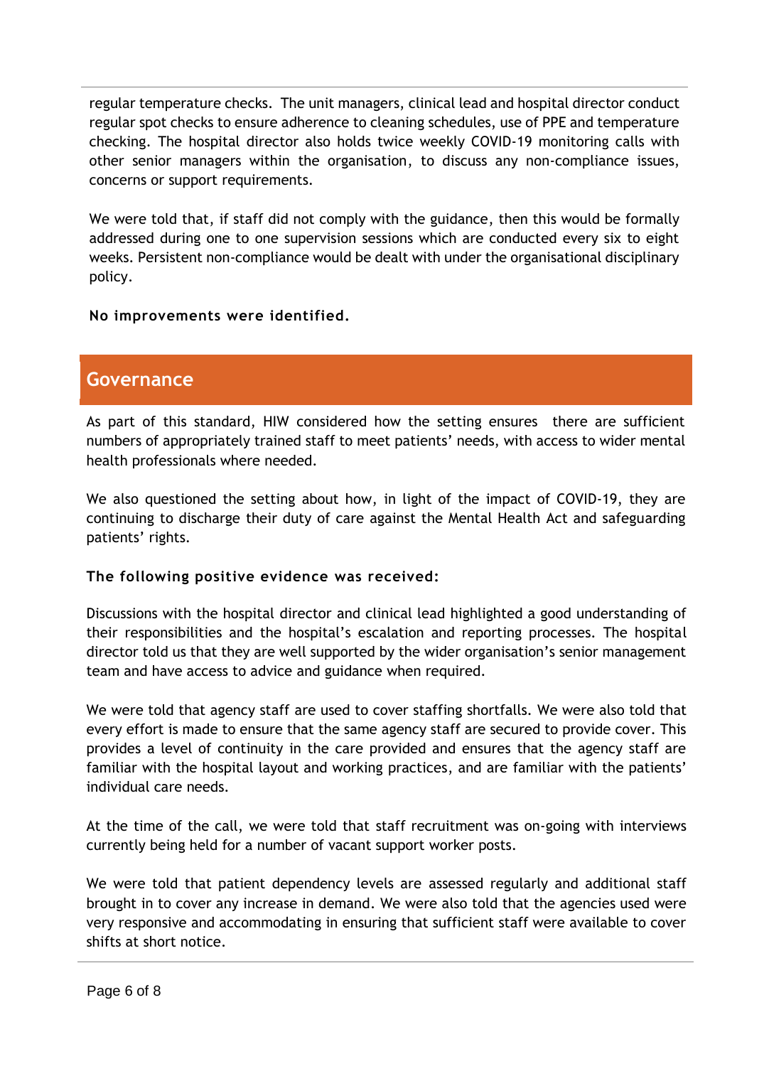regular temperature checks. The unit managers, clinical lead and hospital director conduct regular spot checks to ensure adherence to cleaning schedules, use of PPE and temperature checking. The hospital director also holds twice weekly COVID-19 monitoring calls with other senior managers within the organisation, to discuss any non-compliance issues, concerns or support requirements.

We were told that, if staff did not comply with the guidance, then this would be formally addressed during one to one supervision sessions which are conducted every six to eight weeks. Persistent non-compliance would be dealt with under the organisational disciplinary policy.

**No improvements were identified.**

## Governance

As part of this standard, HIW considered how the setting ensures there are sufficient numbers of appropriately trained staff to meet patients' needs, with access to wider mental health professionals where needed.

We also questioned the setting about how, in light of the impact of COVID-19, they are continuing to discharge their duty of care against the Mental Health Act and safeguarding patients' rights.

**The following positive evidence was received:**

Discussions with the hospital director and clinical lead highlighted a good understanding of their responsibilities and the hospital's escalation and reporting processes. The hospital director told us that they are well supported by the wider organisation's senior management team and have access to advice and guidance when required.

We were told that agency staff are used to cover staffing shortfalls. We were also told that every effort is made to ensure that the same agency staff are secured to provide cover. This provides a level of continuity in the care provided and ensures that the agency staff are familiar with the hospital layout and working practices, and are familiar with the patients' individual care needs.

At the time of the call, we were told that staff recruitment was on-going with interviews currently being held for a number of vacant support worker posts.

We were told that patient dependency levels are assessed regularly and additional staff brought in to cover any increase in demand. We were also told that the agencies used were very responsive and accommodating in ensuring that sufficient staff were available to cover shifts at short notice.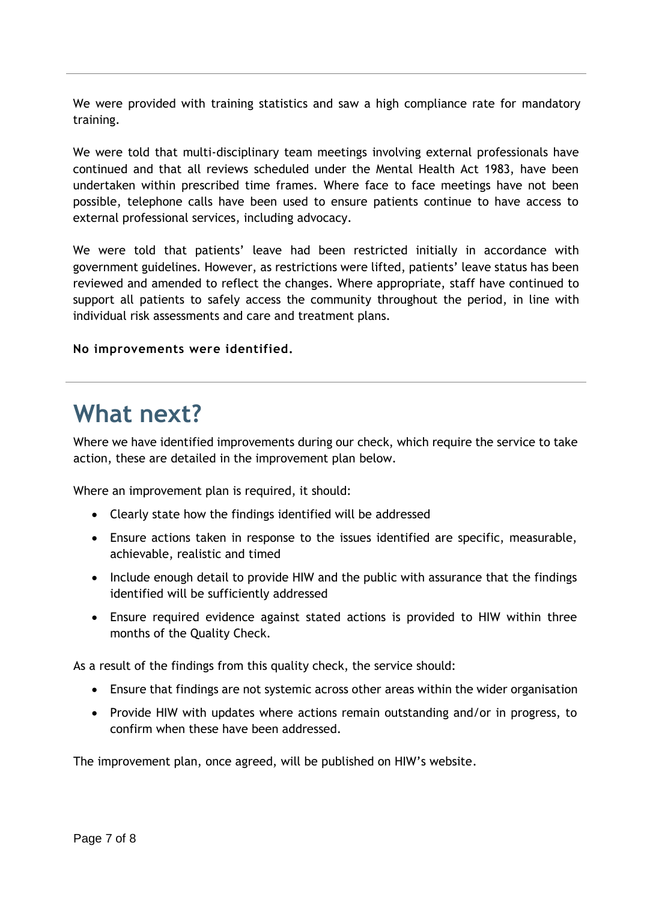We were provided with training statistics and saw a high compliance rate for mandatory training.

We were told that multi-disciplinary team meetings involving external professionals have continued and that all reviews scheduled under the Mental Health Act 1983, have been undertaken within prescribed time frames. Where face to face meetings have not been possible, telephone calls have been used to ensure patients continue to have access to external professional services, including advocacy.

We were told that patients' leave had been restricted initially in accordance with government guidelines. However, as restrictions were lifted, patients' leave status has been reviewed and amended to reflect the changes. Where appropriate, staff have continued to support all patients to safely access the community throughout the period, in line with individual risk assessments and care and treatment plans.

**No improvements were identified.**

# What next?

Where we have identified improvements during our check, which require the service to take action, these are detailed in the improvement plan below.

Where an improvement plan is required, it should:

- Clearly state how the findings identified will be addressed
- Ensure actions taken in response to the issues identified are specific, measurable, achievable, realistic and timed
- Include enough detail to provide HIW and the public with assurance that the findings identified will be sufficiently addressed
- Ensure required evidence against stated actions is provided to HIW within three months of the Quality Check.

As a result of the findings from this quality check, the service should:

- Ensure that findings are not systemic across other areas within the wider organisation
- Provide HIW with updates where actions remain outstanding and/or in progress, to confirm when these have been addressed.

The improvement plan, once agreed, will be published on HIW's website.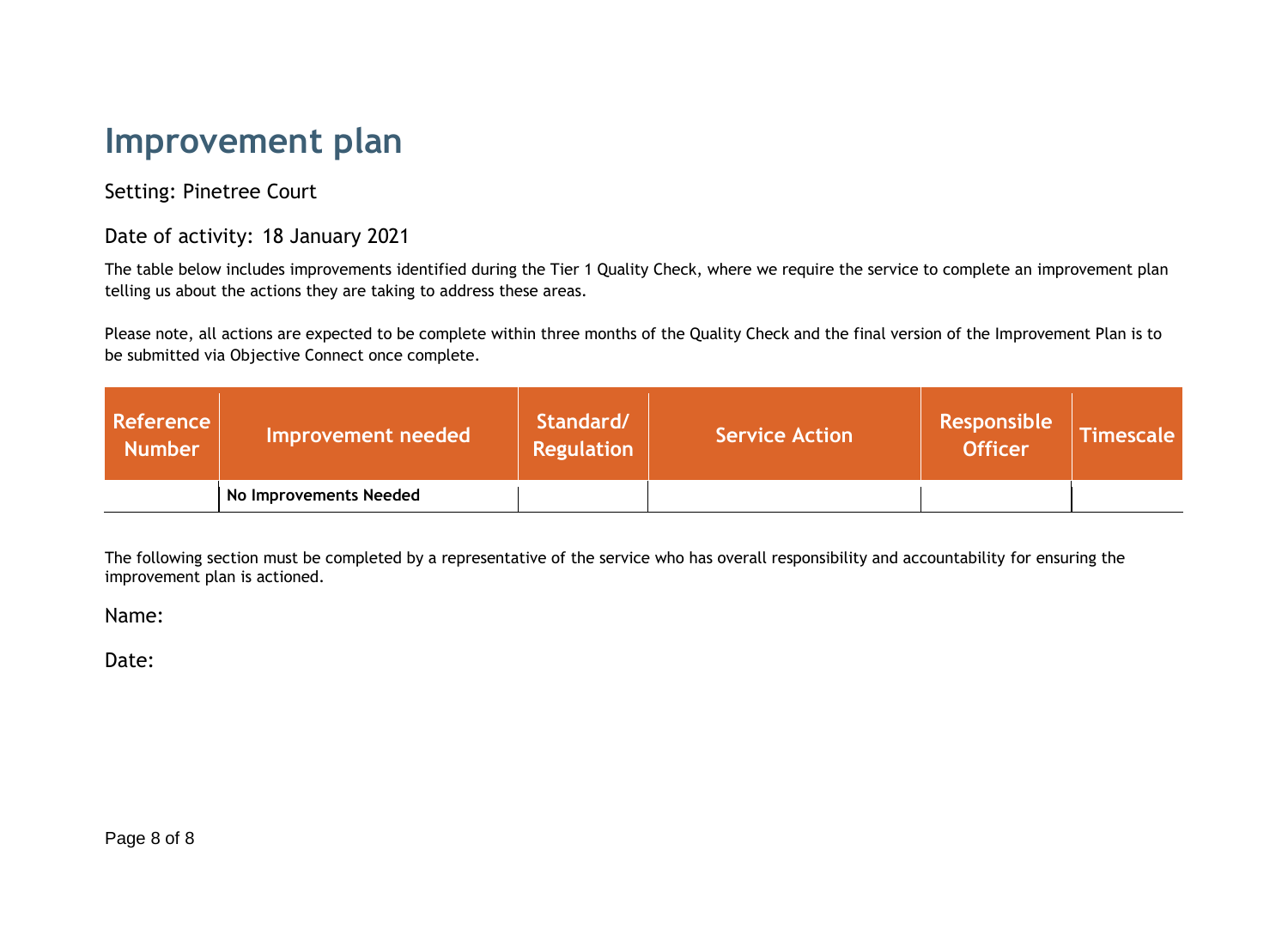# Improvement plan

Setting: Pinetree Court

Date of activity: 18 January 2021

The table below includes improvements identified during the Tier 1 Quality Check, where we require the service to complete an improvement plan telling us about the actions they are taking to address these areas.

Please note, all actions are expected to be complete within three months of the Quality Check and the final version of the Improvement Plan is to be submitted via Objective Connect once complete.

| Reference Number | Improvement needed | Standard/ Regulation | Service Action | Responsible Officer | Timescale |
|---|---|---|---|---|---|
| | **No Improvements Needed** | | | | |

The following section must be completed by a representative of the service who has overall responsibility and accountability for ensuring the improvement plan is actioned.

Name:

Date: